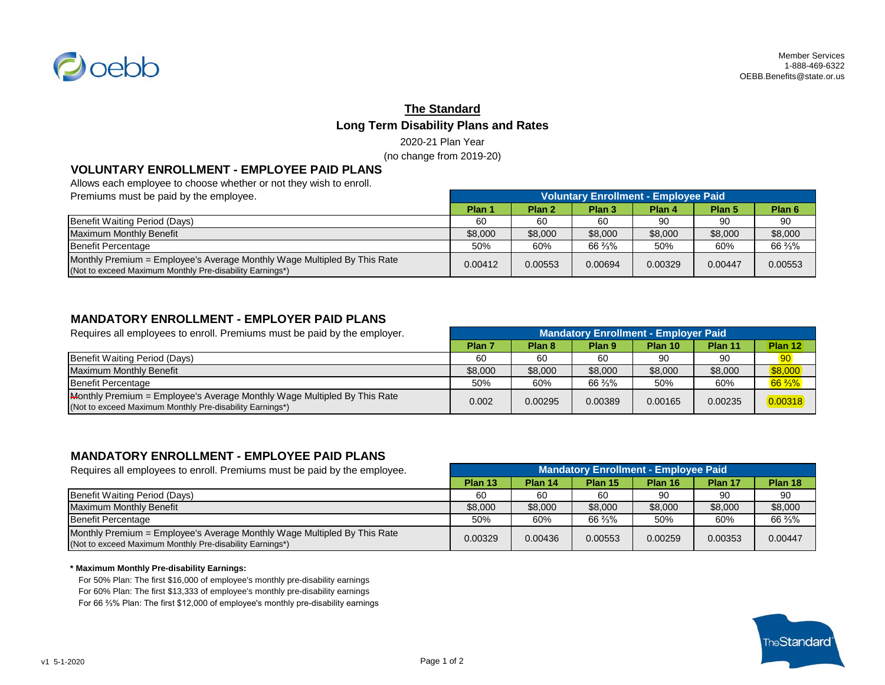Member Services
1-888-469-6322
OEBB.Benefits@state.or.us

# The Standard

## Long Term Disability Plans and Rates

2020-21 Plan Year
(no change from 2019-20)

### VOLUNTARY ENROLLMENT - EMPLOYEE PAID PLANS

Allows each employee to choose whether or not they wish to enroll.
Premiums must be paid by the employee.

| | Voluntary Enrollment - Employee Paid | | | | | |
|---|---|---|---|---|---|---|
| | Plan 1 | Plan 2 | Plan 3 | Plan 4 | Plan 5 | Plan 6 |
| Benefit Waiting Period (Days) | 60 | 60 | 60 | 90 | 90 | 90 |
| Maximum Monthly Benefit | $8,000 | $8,000 | $8,000 | $8,000 | $8,000 | $8,000 |
| Benefit Percentage | 50% | 60% | 66 ⅔% | 50% | 60% | 66 ⅔% |
| Monthly Premium = Employee's Average Monthly Wage Multipled By This Rate (Not to exceed Maximum Monthly Pre-disability Earnings*) | 0.00412 | 0.00553 | 0.00694 | 0.00329 | 0.00447 | 0.00553 |

### MANDATORY ENROLLMENT - EMPLOYER PAID PLANS

Requires all employees to enroll. Premiums must be paid by the employer.

| | Mandatory Enrollment - Employer Paid | | | | | |
|---|---|---|---|---|---|---|
| | Plan 7 | Plan 8 | Plan 9 | Plan 10 | Plan 11 | Plan 12 |
| Benefit Waiting Period (Days) | 60 | 60 | 60 | 90 | 90 | 90 |
| Maximum Monthly Benefit | $8,000 | $8,000 | $8,000 | $8,000 | $8,000 | $8,000 |
| Benefit Percentage | 50% | 60% | 66 ⅔% | 50% | 60% | 66 ⅔% |
| Monthly Premium = Employee's Average Monthly Wage Multipled By This Rate (Not to exceed Maximum Monthly Pre-disability Earnings*) | 0.002 | 0.00295 | 0.00389 | 0.00165 | 0.00235 | 0.00318 |

### MANDATORY ENROLLMENT - EMPLOYEE PAID PLANS

Requires all employees to enroll. Premiums must be paid by the employee.

| | Mandatory Enrollment - Employee Paid | | | | | |
|---|---|---|---|---|---|---|
| | Plan 13 | Plan 14 | Plan 15 | Plan 16 | Plan 17 | Plan 18 |
| Benefit Waiting Period (Days) | 60 | 60 | 60 | 90 | 90 | 90 |
| Maximum Monthly Benefit | $8,000 | $8,000 | $8,000 | $8,000 | $8,000 | $8,000 |
| Benefit Percentage | 50% | 60% | 66 ⅔% | 50% | 60% | 66 ⅔% |
| Monthly Premium = Employee's Average Monthly Wage Multipled By This Rate (Not to exceed Maximum Monthly Pre-disability Earnings*) | 0.00329 | 0.00436 | 0.00553 | 0.00259 | 0.00353 | 0.00447 |

**\* Maximum Monthly Pre-disability Earnings:**

For 50% Plan: The first $16,000 of employee's monthly pre-disability earnings
For 60% Plan: The first $13,333 of employee's monthly pre-disability earnings
For 66 ⅔% Plan: The first $12,000 of employee's monthly pre-disability earnings

v1 5-1-2020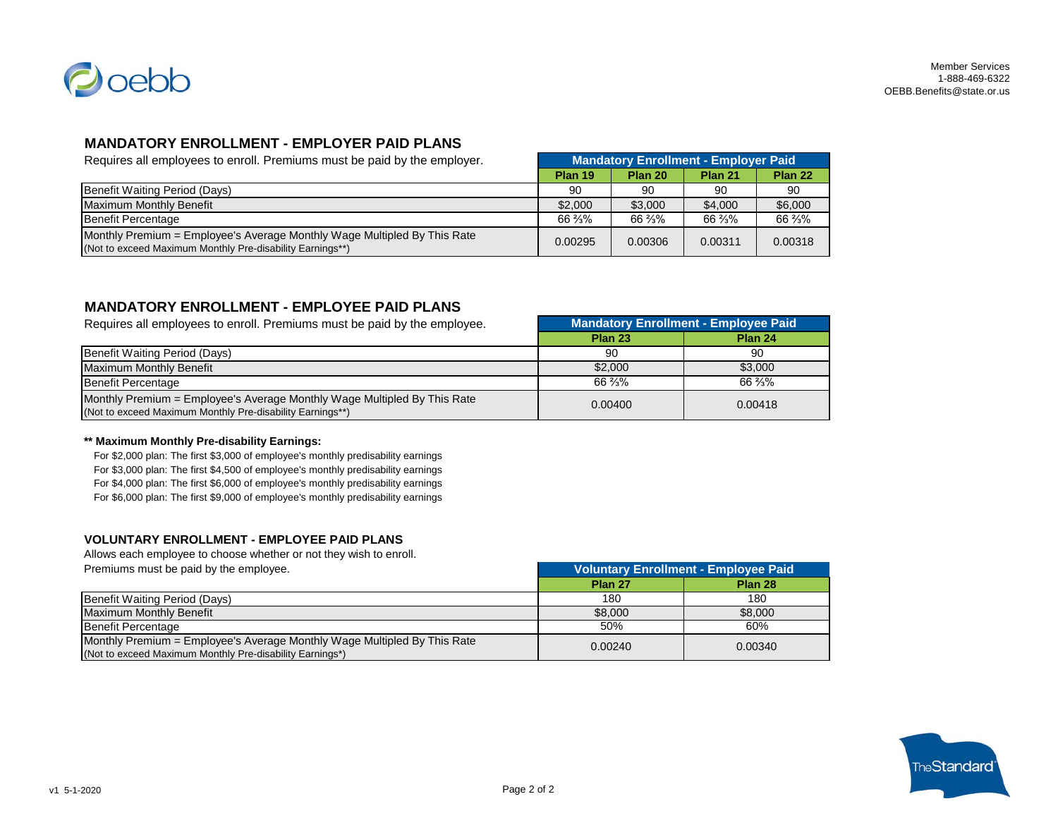Member Services
1-888-469-6322
OEBB.Benefits@state.or.us

## MANDATORY ENROLLMENT - EMPLOYER PAID PLANS

Requires all employees to enroll. Premiums must be paid by the employer.

| | Mandatory Enrollment - Employer Paid | | | |
|---|---|---|---|---|
| | Plan 19 | Plan 20 | Plan 21 | Plan 22 |
| Benefit Waiting Period (Days) | 90 | 90 | 90 | 90 |
| Maximum Monthly Benefit | $2,000 | $3,000 | $4,000 | $6,000 |
| Benefit Percentage | 66 ⅔% | 66 ⅔% | 66 ⅔% | 66 ⅔% |
| Monthly Premium = Employee's Average Monthly Wage Multipled By This Rate (Not to exceed Maximum Monthly Pre-disability Earnings**) | 0.00295 | 0.00306 | 0.00311 | 0.00318 |

## MANDATORY ENROLLMENT - EMPLOYEE PAID PLANS

Requires all employees to enroll. Premiums must be paid by the employee.

| | Mandatory Enrollment - Employee Paid | |
|---|---|---|
| | Plan 23 | Plan 24 |
| Benefit Waiting Period (Days) | 90 | 90 |
| Maximum Monthly Benefit | $2,000 | $3,000 |
| Benefit Percentage | 66 ⅔% | 66 ⅔% |
| Monthly Premium = Employee's Average Monthly Wage Multipled By This Rate (Not to exceed Maximum Monthly Pre-disability Earnings**) | 0.00400 | 0.00418 |

**** Maximum Monthly Pre-disability Earnings:**

For $2,000 plan: The first $3,000 of employee's monthly predisability earnings
For $3,000 plan: The first $4,500 of employee's monthly predisability earnings
For $4,000 plan: The first $6,000 of employee's monthly predisability earnings
For $6,000 plan: The first $9,000 of employee's monthly predisability earnings

## VOLUNTARY ENROLLMENT - EMPLOYEE PAID PLANS

Allows each employee to choose whether or not they wish to enroll.
Premiums must be paid by the employee.

| | Voluntary Enrollment - Employee Paid | |
|---|---|---|
| | Plan 27 | Plan 28 |
| Benefit Waiting Period (Days) | 180 | 180 |
| Maximum Monthly Benefit | $8,000 | $8,000 |
| Benefit Percentage | 50% | 60% |
| Monthly Premium = Employee's Average Monthly Wage Multipled By This Rate (Not to exceed Maximum Monthly Pre-disability Earnings*) | 0.00240 | 0.00340 |

v1 5-1-2020